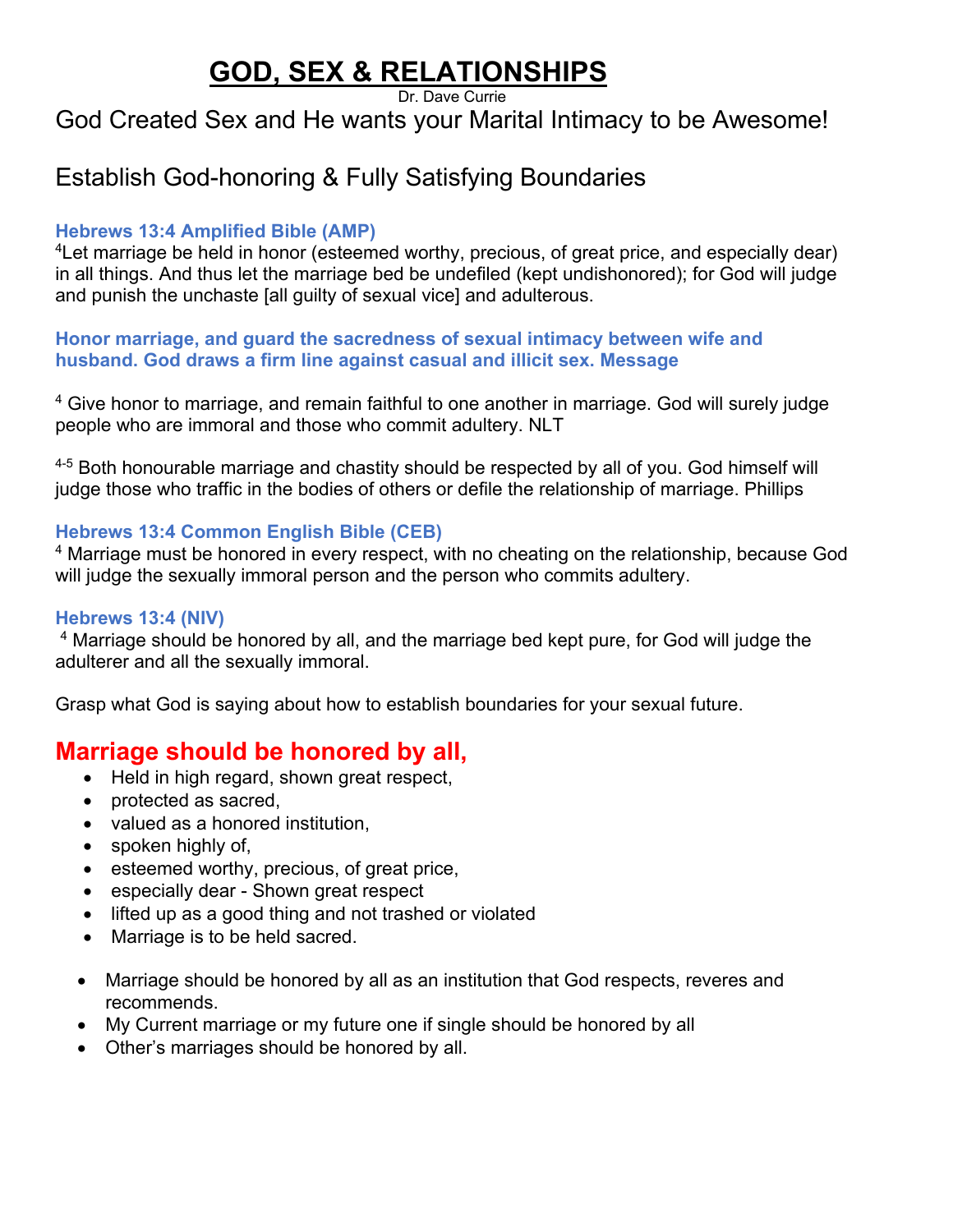# GOD, SEX & RELATIONSHIPS

Dr. Dave Currie

God Created Sex and He wants your Marital Intimacy to be Awesome!

## Establish God-honoring & Fully Satisfying Boundaries

**Hebrews 13:4 Amplified Bible (AMP)**

[4]Let marriage be held in honor (esteemed worthy, precious, of great price, and especially dear) in all things. And thus let the marriage bed be undefiled (kept undishonored); for God will judge and punish the unchaste [all guilty of sexual vice] and adulterous.

**Honor marriage, and guard the sacredness of sexual intimacy between wife and husband. God draws a firm line against casual and illicit sex. Message**

[4] Give honor to marriage, and remain faithful to one another in marriage. God will surely judge people who are immoral and those who commit adultery. NLT

[4-5] Both honourable marriage and chastity should be respected by all of you. God himself will judge those who traffic in the bodies of others or defile the relationship of marriage. Phillips

**Hebrews 13:4 Common English Bible (CEB)**

[4] Marriage must be honored in every respect, with no cheating on the relationship, because God will judge the sexually immoral person and the person who commits adultery.

**Hebrews 13:4 (NIV)**

[4] Marriage should be honored by all, and the marriage bed kept pure, for God will judge the adulterer and all the sexually immoral.

Grasp what God is saying about how to establish boundaries for your sexual future.

## Marriage should be honored by all,

- Held in high regard, shown great respect,
- protected as sacred,
- valued as a honored institution,
- spoken highly of,
- esteemed worthy, precious, of great price,
- especially dear - Shown great respect
- lifted up as a good thing and not trashed or violated
- Marriage is to be held sacred.

- Marriage should be honored by all as an institution that God respects, reveres and recommends.
- My Current marriage or my future one if single should be honored by all
- Other's marriages should be honored by all.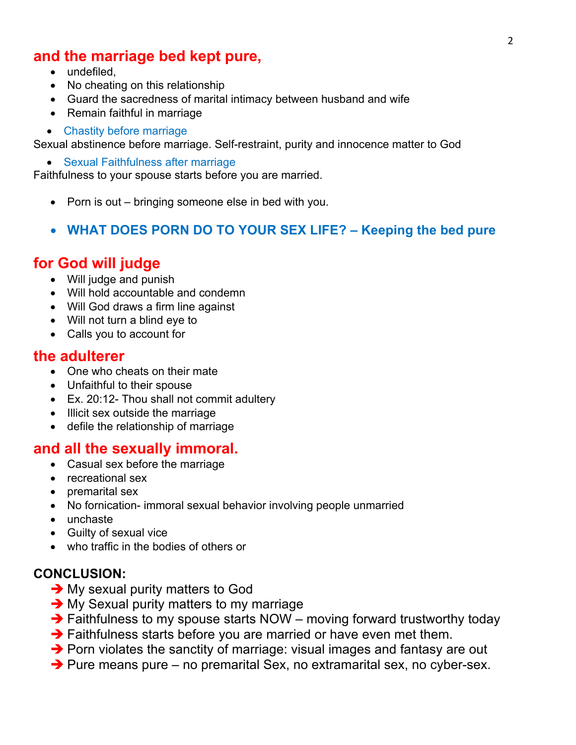## and the marriage bed kept pure,

- undefiled,
- No cheating on this relationship
- Guard the sacredness of marital intimacy between husband and wife
- Remain faithful in marriage

- Chasty before marriage

Sexual abstinence before marriage. Self-restraint, purity and innocence matter to God

- Sexual Faithfulness after marriage

Faithfulness to your spouse starts before you are married.

- Porn is out – bringing someone else in bed with you.

- **WHAT DOES PORN DO TO YOUR SEX LIFE? – Keeping the bed pure**

## for God will judge

- Will judge and punish
- Will hold accountable and condemn
- Will God draws a firm line against
- Will not turn a blind eye to
- Calls you to account for

## the adulterer

- One who cheats on their mate
- Unfaithful to their spouse
- Ex. 20:12- Thou shall not commit adultery
- Illicit sex outside the marriage
- defile the relationship of marriage

## and all the sexually immoral.

- Casual sex before the marriage
- recreational sex
- premarital sex
- No fornication- immoral sexual behavior involving people unmarried
- unchaste
- Guilty of sexual vice
- who traffic in the bodies of others or

**CONCLUSION:**

- ➔ My sexual purity matters to God
- ➔ My Sexual purity matters to my marriage
- ➔ Faithfulness to my spouse starts NOW – moving forward trustworthy today
- ➔ Faithfulness starts before you are married or have even met them.
- ➔ Porn violates the sanctity of marriage: visual images and fantasy are out
- ➔ Pure means pure – no premarital Sex, no extramarital sex, no cyber-sex.